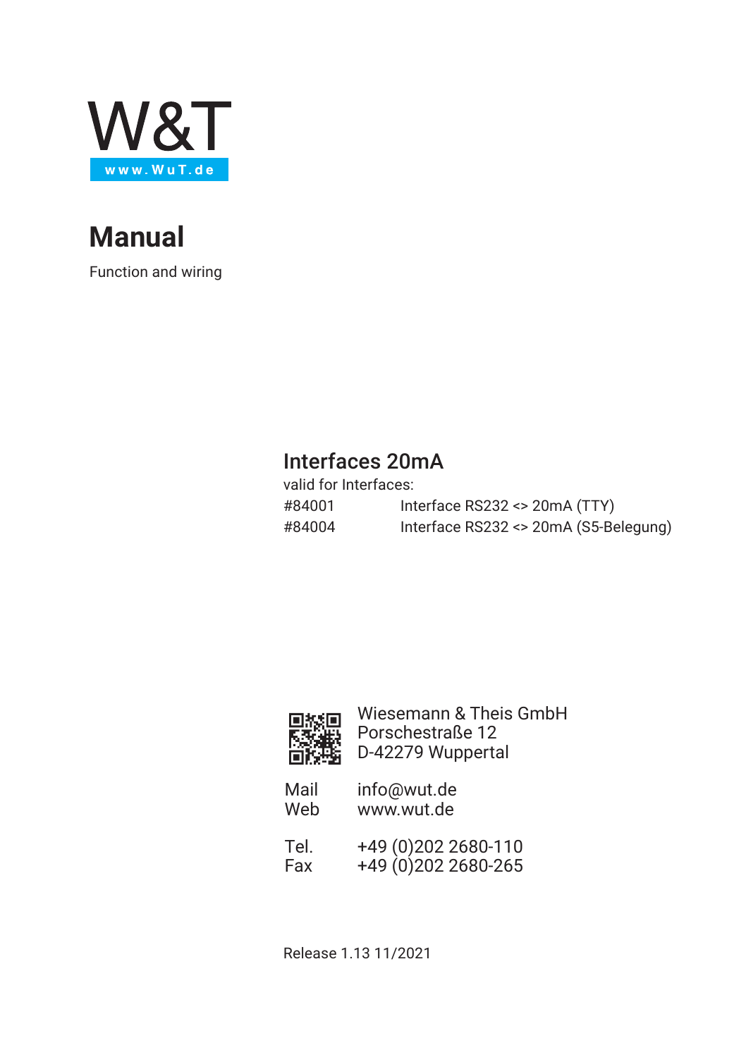W&T

www.WuT.de

# Manual

Function and wiring

## Interfaces 20mA

valid for Interfaces:

| | |
|---|---|
| #84001 | Interface RS232 <> 20mA (TTY) |
| #84004 | Interface RS232 <> 20mA (S5-Belegung) |

Wiesemann & Theis GmbH
Porschestraße 12
D-42279 Wuppertal

Mail info@wut.de
Web www.wut.de

Tel. +49 (0)202 2680-110
Fax +49 (0)202 2680-265

Release 1.13 11/2021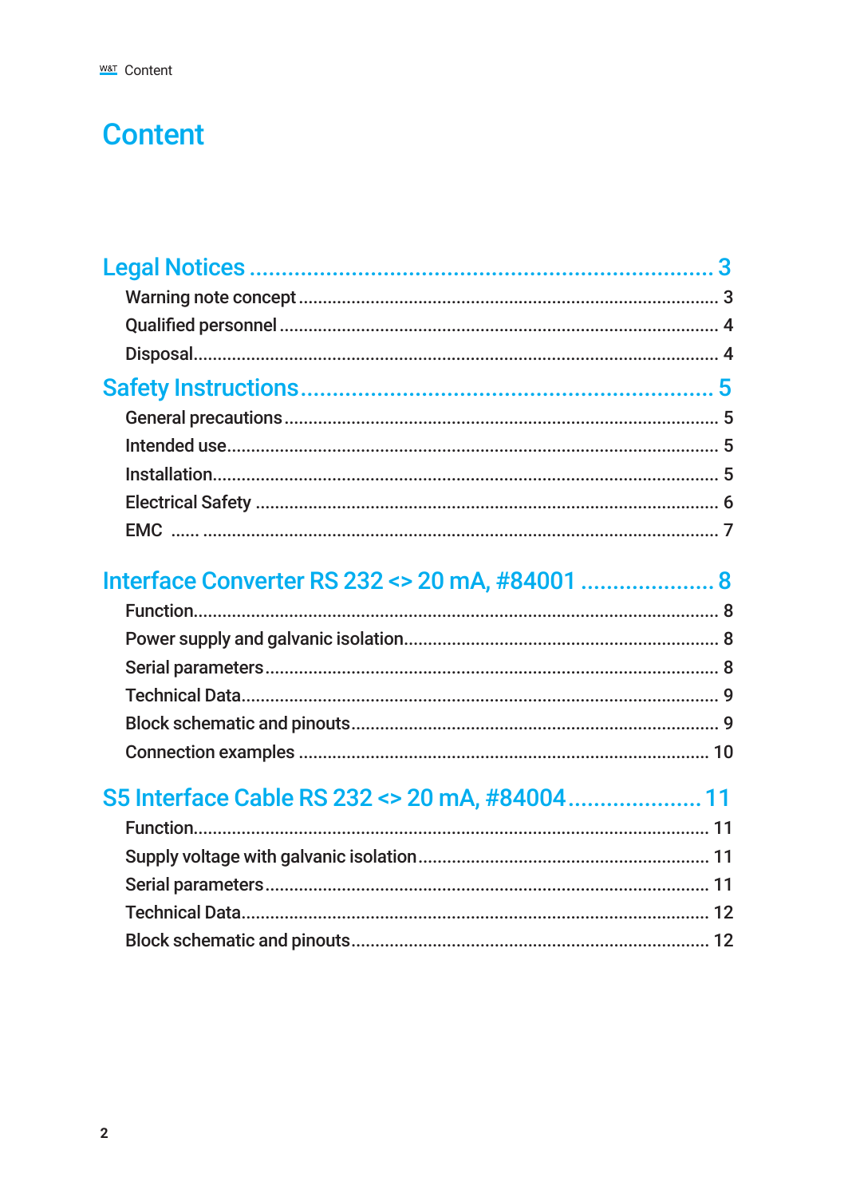# Content

## Legal Notices ........................................................ 3

- Warning note concept ........................................................ 3
- Qualified personnel ........................................................ 4
- Disposal ........................................................ 4

## Safety Instructions ........................................................ 5

- General precautions ........................................................ 5
- Intended use ........................................................ 5
- Installation ........................................................ 5
- Electrical Safety ........................................................ 6
- EMC ...... ........................................................ 7

## Interface Converter RS 232 <> 20 mA, #84001 .................... 8

- Function ........................................................ 8
- Power supply and galvanic isolation ........................................................ 8
- Serial parameters ........................................................ 8
- Technical Data ........................................................ 9
- Block schematic and pinouts ........................................................ 9
- Connection examples ........................................................ 10

## S5 Interface Cable RS 232 <> 20 mA, #84004 .................... 11

- Function ........................................................ 11
- Supply voltage with galvanic isolation ........................................................ 11
- Serial parameters ........................................................ 11
- Technical Data ........................................................ 12
- Block schematic and pinouts ........................................................ 12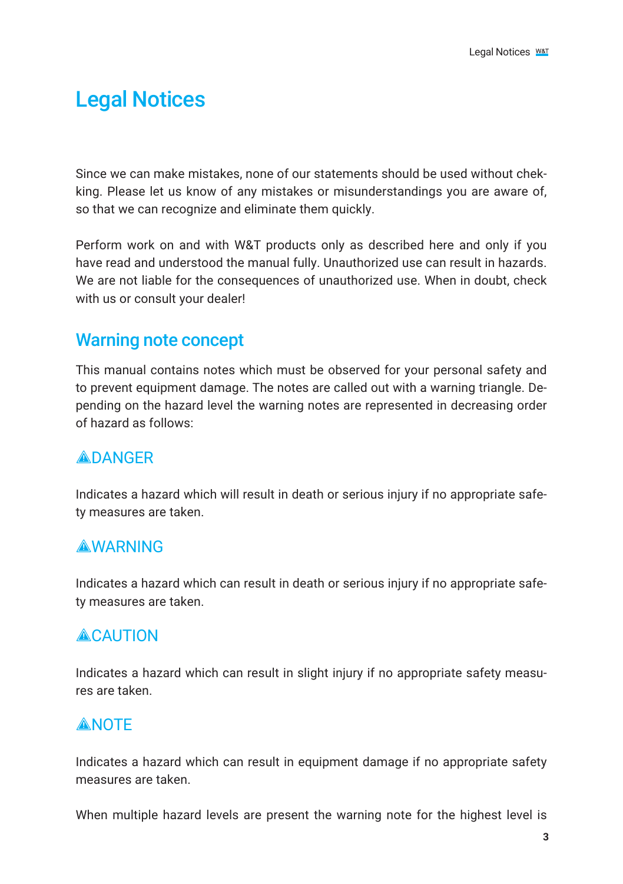# Legal Notices

Since we can make mistakes, none of our statements should be used without checking. Please let us know of any mistakes or misunderstandings you are aware of, so that we can recognize and eliminate them quickly.

Perform work on and with W&T products only as described here and only if you have read and understood the manual fully. Unauthorized use can result in hazards. We are not liable for the consequences of unauthorized use. When in doubt, check with us or consult your dealer!

## Warning note concept

This manual contains notes which must be observed for your personal safety and to prevent equipment damage. The notes are called out with a warning triangle. Depending on the hazard level the warning notes are represented in decreasing order of hazard as follows:

### ⚠DANGER

Indicates a hazard which will result in death or serious injury if no appropriate safety measures are taken.

### ⚠WARNING

Indicates a hazard which can result in death or serious injury if no appropriate safety measures are taken.

### ⚠CAUTION

Indicates a hazard which can result in slight injury if no appropriate safety measures are taken.

### ⚠NOTE

Indicates a hazard which can result in equipment damage if no appropriate safety measures are taken.

When multiple hazard levels are present the warning note for the highest level is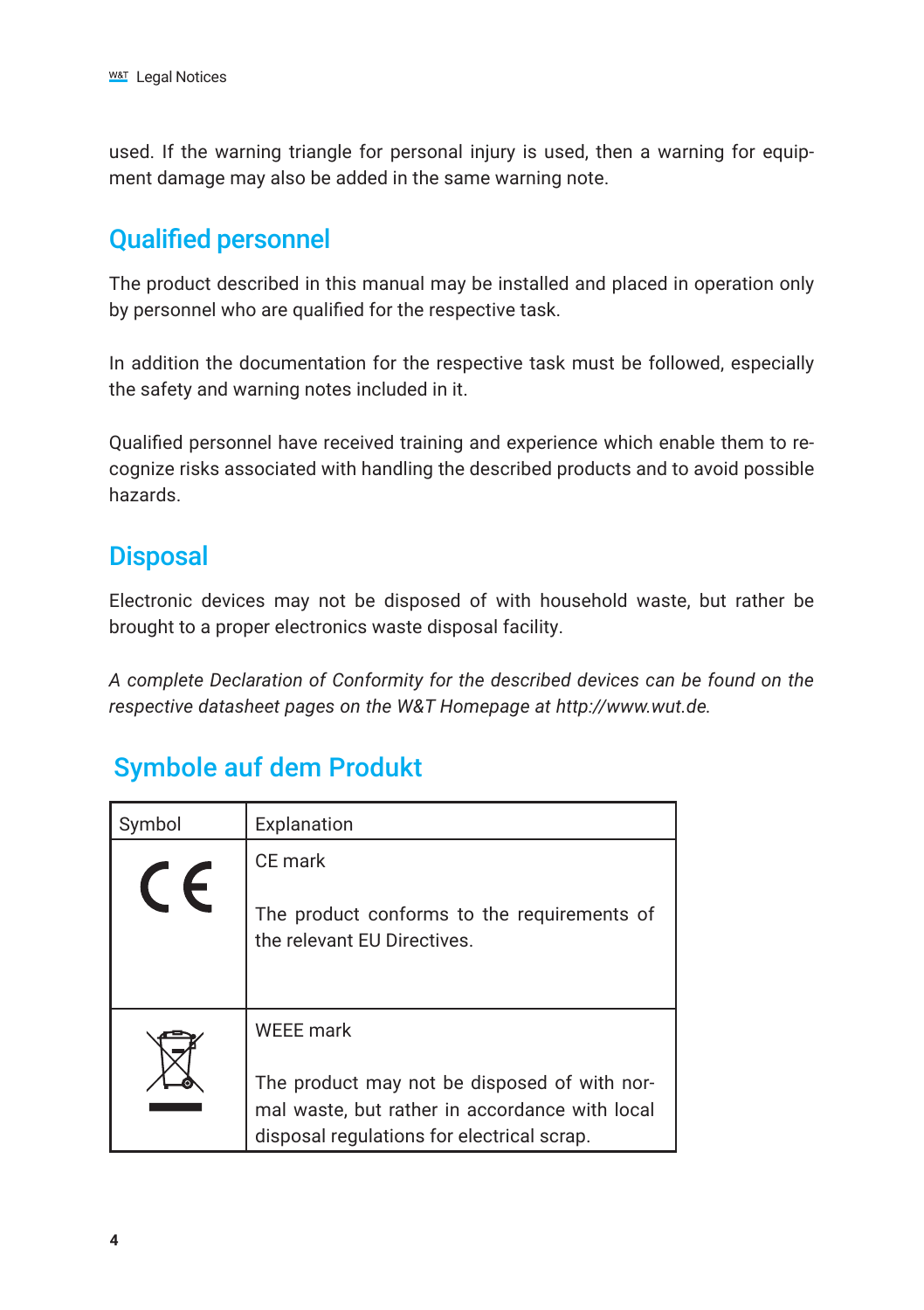used. If the warning triangle for personal injury is used, then a warning for equipment damage may also be added in the same warning note.

## Qualified personnel

The product described in this manual may be installed and placed in operation only by personnel who are qualified for the respective task.

In addition the documentation for the respective task must be followed, especially the safety and warning notes included in it.

Qualified personnel have received training and experience which enable them to recognize risks associated with handling the described products and to avoid possible hazards.

## Disposal

Electronic devices may not be disposed of with household waste, but rather be brought to a proper electronics waste disposal facility.

*A complete Declaration of Conformity for the described devices can be found on the respective datasheet pages on the W&T Homepage at http://www.wut.de.*

## Symbole auf dem Produkt

| Symbol | Explanation |
| --- | --- |
| CE | CE mark<br><br>The product conforms to the requirements of the relevant EU Directives. |
| | WEEE mark<br><br>The product may not be disposed of with normal waste, but rather in accordance with local disposal regulations for electrical scrap. |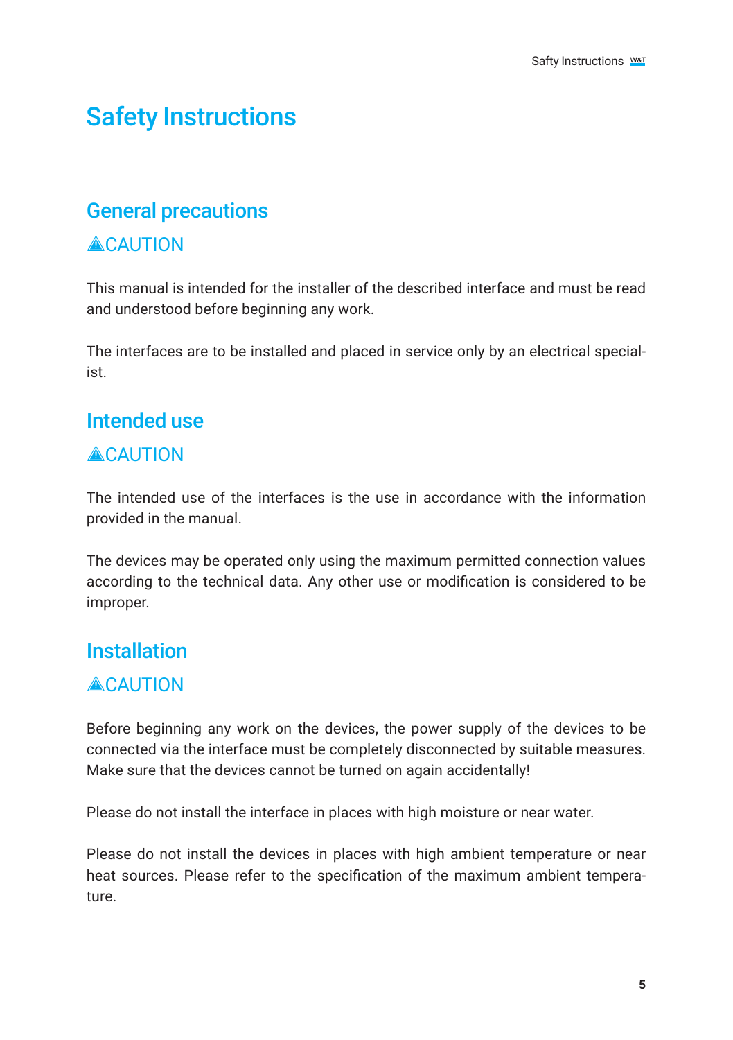# Safety Instructions

## General precautions

⚠CAUTION

This manual is intended for the installer of the described interface and must be read and understood before beginning any work.

The interfaces are to be installed and placed in service only by an electrical specialist.

## Intended use

⚠CAUTION

The intended use of the interfaces is the use in accordance with the information provided in the manual.

The devices may be operated only using the maximum permitted connection values according to the technical data. Any other use or modification is considered to be improper.

## Installation

⚠CAUTION

Before beginning any work on the devices, the power supply of the devices to be connected via the interface must be completely disconnected by suitable measures. Make sure that the devices cannot be turned on again accidentally!

Please do not install the interface in places with high moisture or near water.

Please do not install the devices in places with high ambient temperature or near heat sources. Please refer to the specification of the maximum ambient temperature.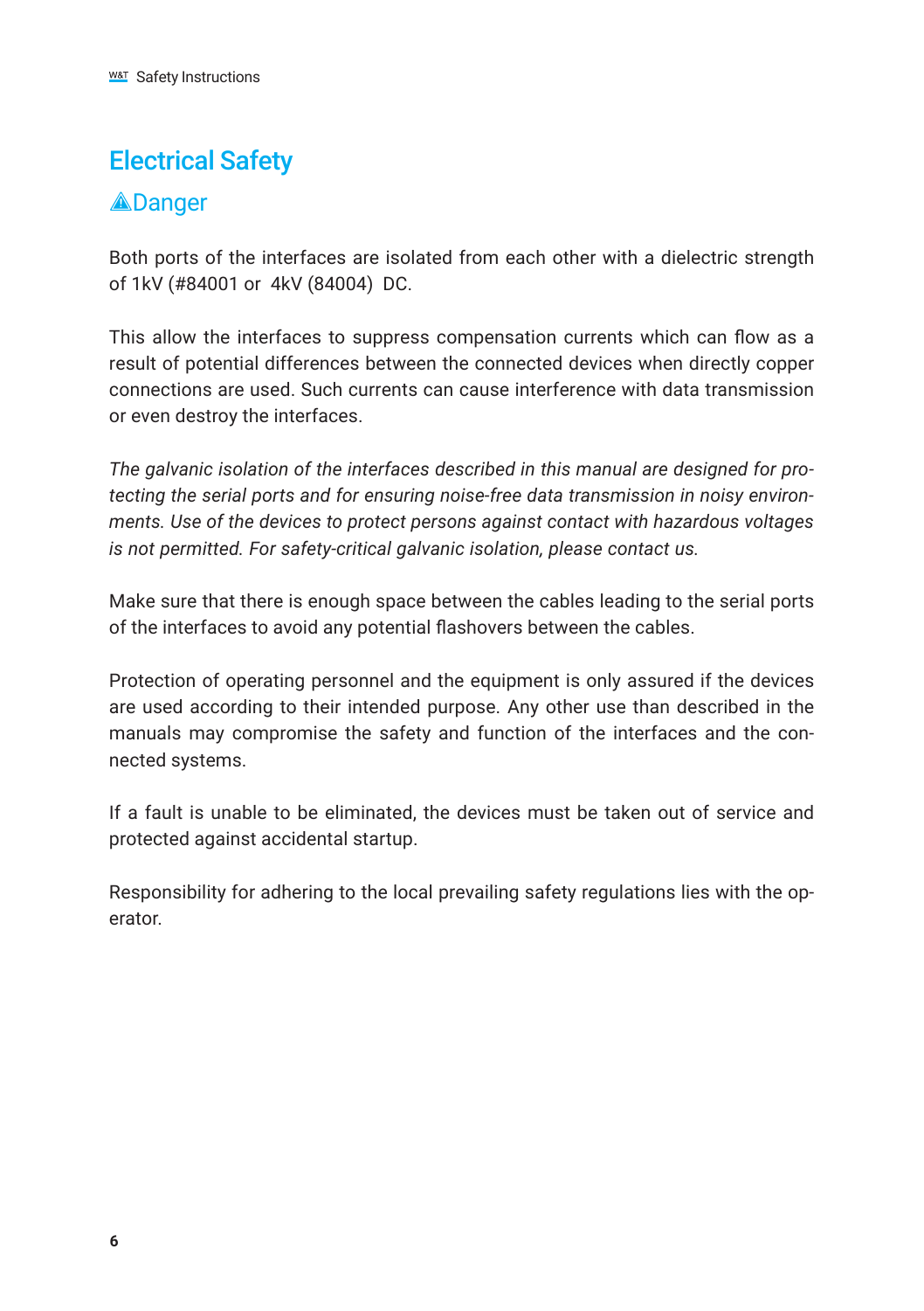# Electrical Safety

## ⚠Danger

Both ports of the interfaces are isolated from each other with a dielectric strength of 1kV (#84001 or 4kV (84004) DC.

This allow the interfaces to suppress compensation currents which can flow as a result of potential differences between the connected devices when directly copper connections are used. Such currents can cause interference with data transmission or even destroy the interfaces.

*The galvanic isolation of the interfaces described in this manual are designed for protecting the serial ports and for ensuring noise-free data transmission in noisy environments. Use of the devices to protect persons against contact with hazardous voltages is not permitted. For safety-critical galvanic isolation, please contact us.*

Make sure that there is enough space between the cables leading to the serial ports of the interfaces to avoid any potential flashovers between the cables.

Protection of operating personnel and the equipment is only assured if the devices are used according to their intended purpose. Any other use than described in the manuals may compromise the safety and function of the interfaces and the connected systems.

If a fault is unable to be eliminated, the devices must be taken out of service and protected against accidental startup.

Responsibility for adhering to the local prevailing safety regulations lies with the operator.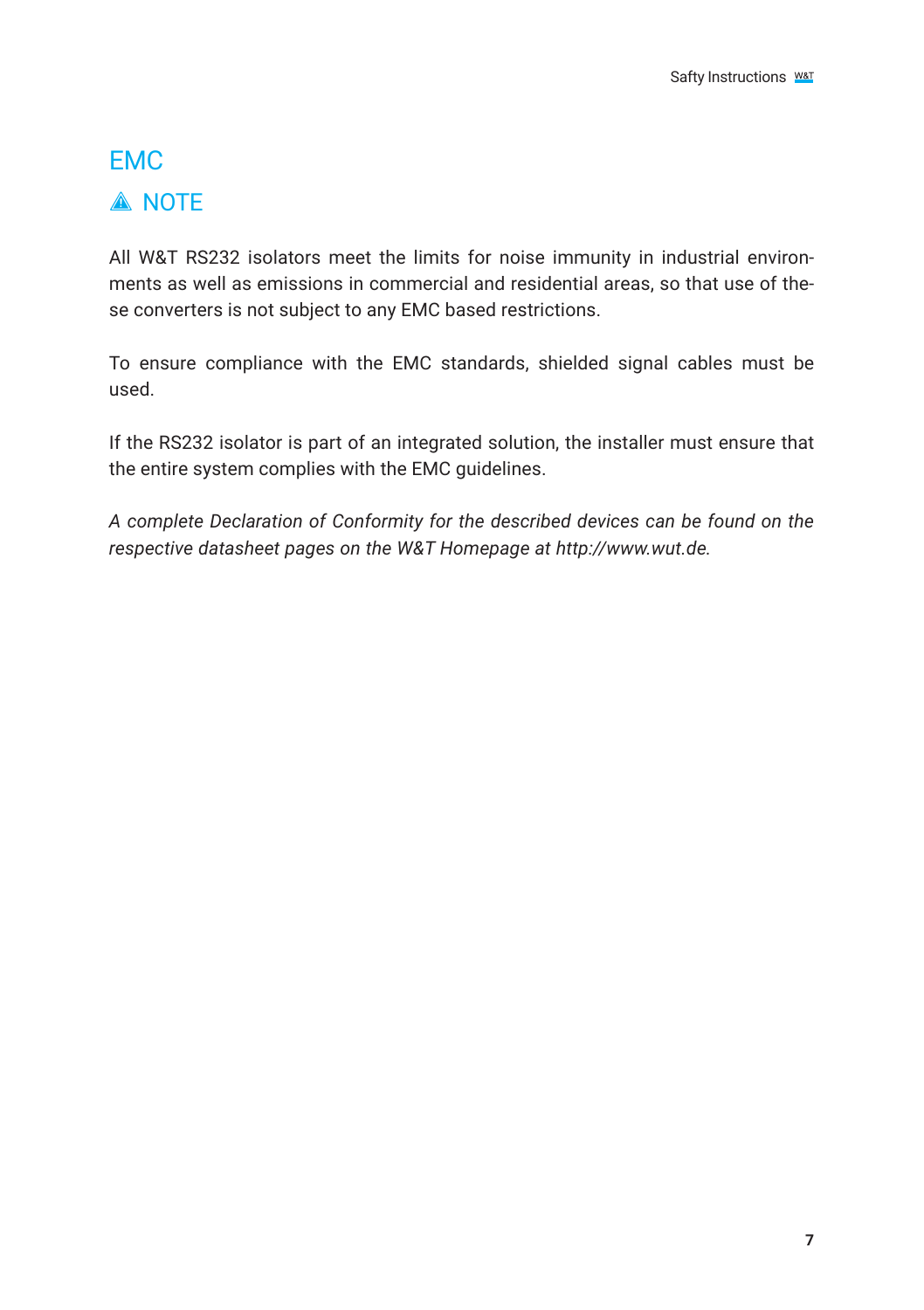## EMC

### ⚠ NOTE

All W&T RS232 isolators meet the limits for noise immunity in industrial environments as well as emissions in commercial and residential areas, so that use of these converters is not subject to any EMC based restrictions.

To ensure compliance with the EMC standards, shielded signal cables must be used.

If the RS232 isolator is part of an integrated solution, the installer must ensure that the entire system complies with the EMC guidelines.

*A complete Declaration of Conformity for the described devices can be found on the respective datasheet pages on the W&T Homepage at http://www.wut.de.*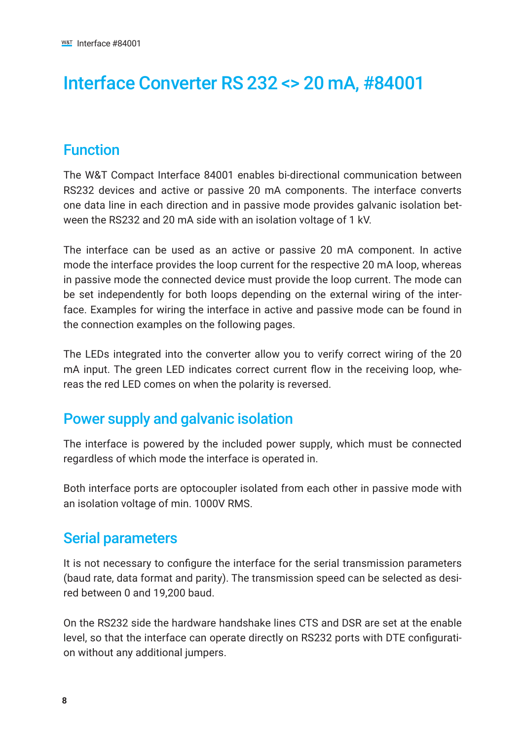# Interface Converter RS 232 <> 20 mA, #84001

## Function

The W&T Compact Interface 84001 enables bi-directional communication between RS232 devices and active or passive 20 mA components. The interface converts one data line in each direction and in passive mode provides galvanic isolation between the RS232 and 20 mA side with an isolation voltage of 1 kV.

The interface can be used as an active or passive 20 mA component. In active mode the interface provides the loop current for the respective 20 mA loop, whereas in passive mode the connected device must provide the loop current. The mode can be set independently for both loops depending on the external wiring of the interface. Examples for wiring the interface in active and passive mode can be found in the connection examples on the following pages.

The LEDs integrated into the converter allow you to verify correct wiring of the 20 mA input. The green LED indicates correct current flow in the receiving loop, whereas the red LED comes on when the polarity is reversed.

## Power supply and galvanic isolation

The interface is powered by the included power supply, which must be connected regardless of which mode the interface is operated in.

Both interface ports are optocoupler isolated from each other in passive mode with an isolation voltage of min. 1000V RMS.

## Serial parameters

It is not necessary to configure the interface for the serial transmission parameters (baud rate, data format and parity). The transmission speed can be selected as desired between 0 and 19,200 baud.

On the RS232 side the hardware handshake lines CTS and DSR are set at the enable level, so that the interface can operate directly on RS232 ports with DTE configuration without any additional jumpers.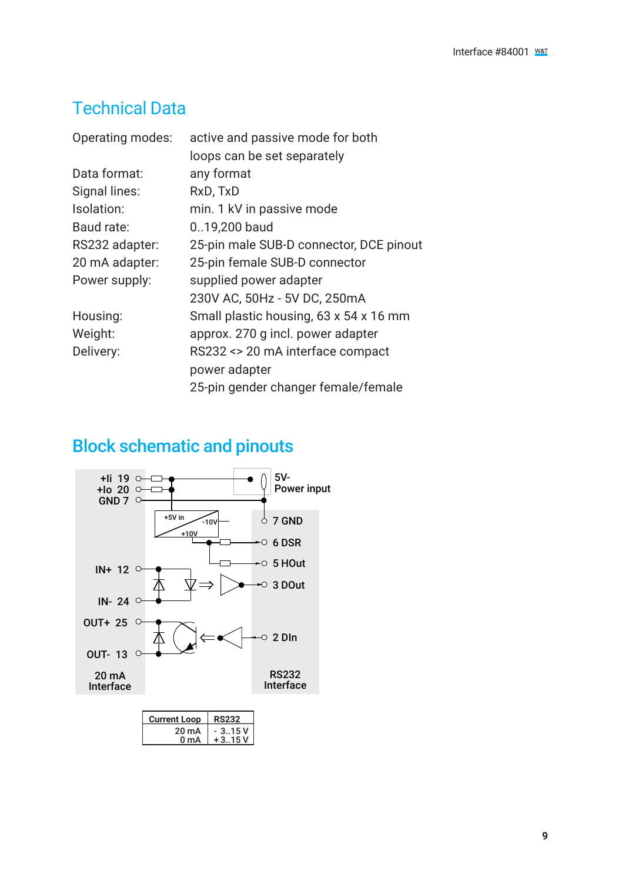## Technical Data

| | |
|---|---|
| Operating modes: | active and passive mode for both loops can be set separately |
| Data format: | any format |
| Signal lines: | RxD, TxD |
| Isolation: | min. 1 kV in passive mode |
| Baud rate: | 0..19,200 baud |
| RS232 adapter: | 25-pin male SUB-D connector, DCE pinout |
| 20 mA adapter: | 25-pin female SUB-D connector |
| Power supply: | supplied power adapter<br>230V AC, 50Hz - 5V DC, 250mA |
| Housing: | Small plastic housing, 63 x 54 x 16 mm |
| Weight: | approx. 270 g incl. power adapter |
| Delivery: | RS232 <> 20 mA interface compact<br>power adapter<br>25-pin gender changer female/female |

## Block schematic and pinouts

20 mA Interface: +Ii 19, +Io 20, GND 7, IN+ 12, IN- 24, OUT+ 25, OUT- 13

5V- Power input

RS232 Interface: 7 GND, 6 DSR, 5 HOut, 3 DOut, 2 DIn

| Current Loop | RS232 |
|---|---|
| 20 mA | - 3..15 V |
| 0 mA | + 3..15 V |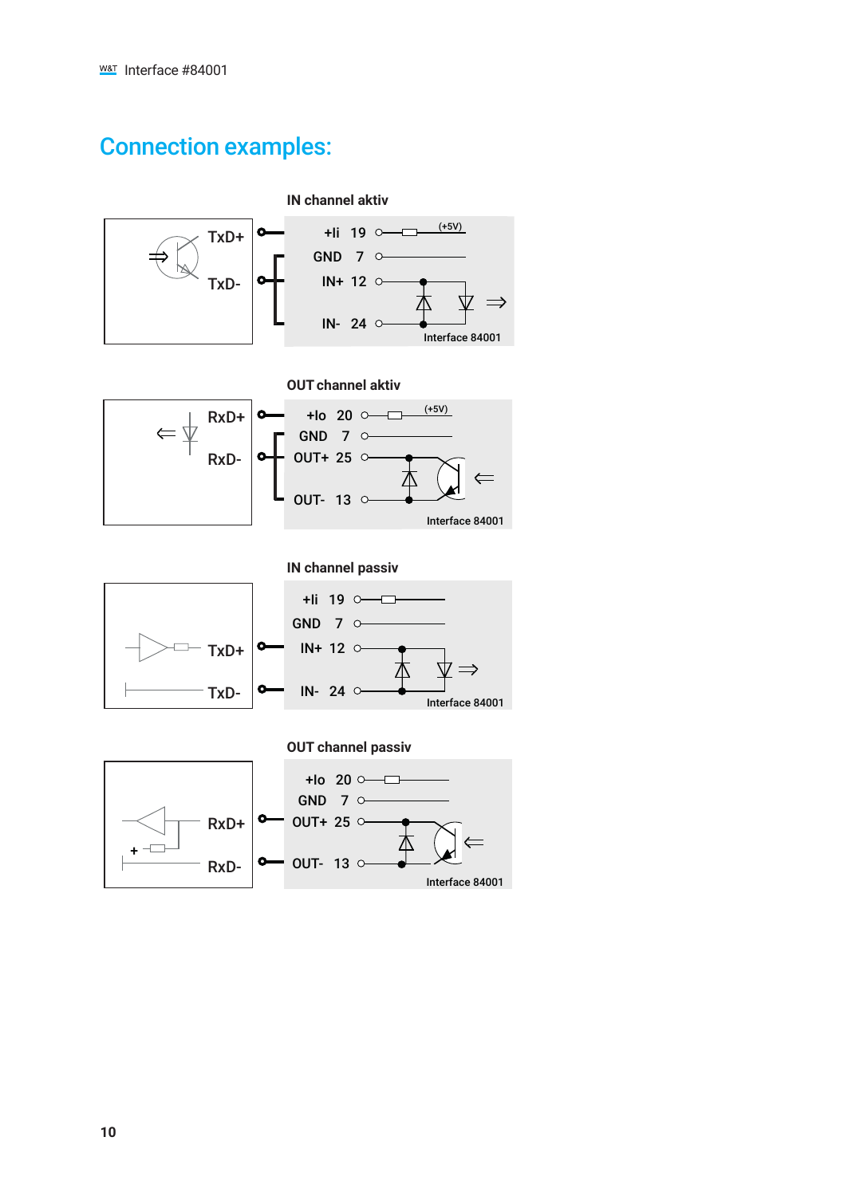# Connection examples:

**IN channel aktiv**

TxD+
TxD-

+Ii 19 (+5V)
GND 7
IN+ 12
IN- 24
Interface 84001

**OUT channel aktiv**

RxD+
RxD-

+Io 20 (+5V)
GND 7
OUT+ 25
OUT- 13
Interface 84001

**IN channel passiv**

TxD+
TxD-

+Ii 19
GND 7
IN+ 12
IN- 24
Interface 84001

**OUT channel passiv**

RxD+
RxD-

+Io 20
GND 7
OUT+ 25
OUT- 13
Interface 84001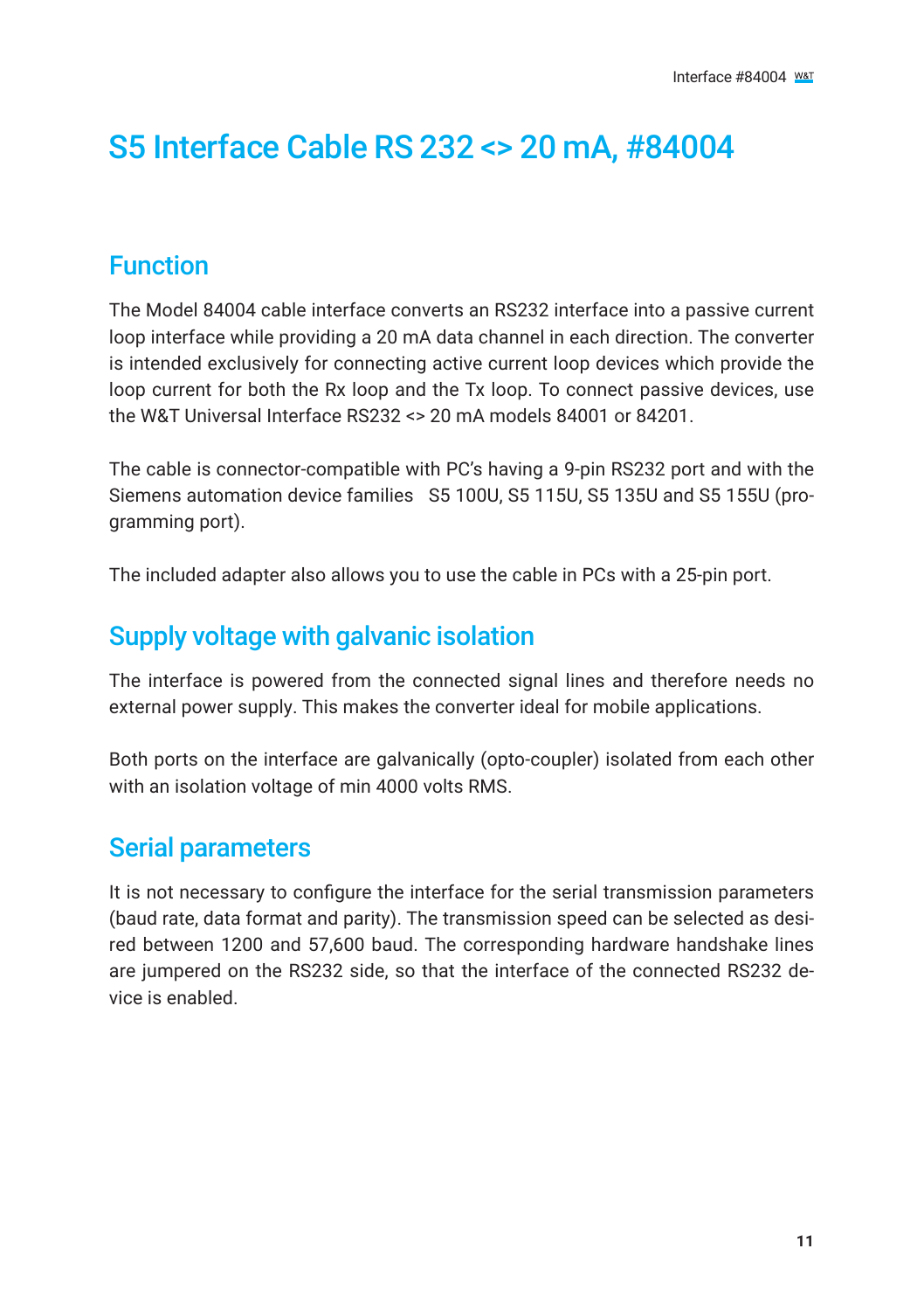# S5 Interface Cable RS 232 <> 20 mA, #84004

## Function

The Model 84004 cable interface converts an RS232 interface into a passive current loop interface while providing a 20 mA data channel in each direction. The converter is intended exclusively for connecting active current loop devices which provide the loop current for both the Rx loop and the Tx loop. To connect passive devices, use the W&T Universal Interface RS232 <> 20 mA models 84001 or 84201.

The cable is connector-compatible with PC's having a 9-pin RS232 port and with the Siemens automation device families S5 100U, S5 115U, S5 135U and S5 155U (programming port).

The included adapter also allows you to use the cable in PCs with a 25-pin port.

## Supply voltage with galvanic isolation

The interface is powered from the connected signal lines and therefore needs no external power supply. This makes the converter ideal for mobile applications.

Both ports on the interface are galvanically (opto-coupler) isolated from each other with an isolation voltage of min 4000 volts RMS.

## Serial parameters

It is not necessary to configure the interface for the serial transmission parameters (baud rate, data format and parity). The transmission speed can be selected as desired between 1200 and 57,600 baud. The corresponding hardware handshake lines are jumpered on the RS232 side, so that the interface of the connected RS232 device is enabled.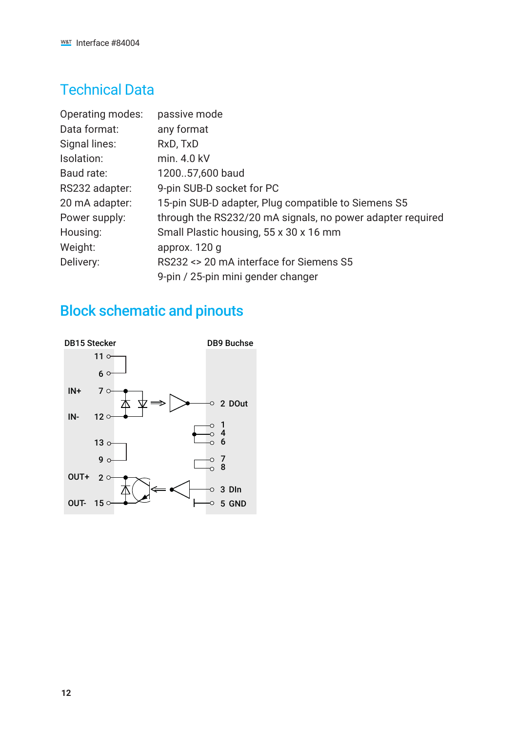# Technical Data

| | |
|---|---|
| Operating modes: | passive mode |
| Data format: | any format |
| Signal lines: | RxD, TxD |
| Isolation: | min. 4.0 kV |
| Baud rate: | 1200..57,600 baud |
| RS232 adapter: | 9-pin SUB-D socket for PC |
| 20 mA adapter: | 15-pin SUB-D adapter, Plug compatible to Siemens S5 |
| Power supply: | through the RS232/20 mA signals, no power adapter required |
| Housing: | Small Plastic housing, 55 x 30 x 16 mm |
| Weight: | approx. 120 g |
| Delivery: | RS232 <> 20 mA interface for Siemens S5<br>9-pin / 25-pin mini gender changer |

# Block schematic and pinouts

DB15 Stecker

11

6

IN+ 7

IN- 12

13

9

OUT+ 2

OUT- 15

DB9 Buchse

2 DOut

1

4

6

7

8

3 DIn

5 GND